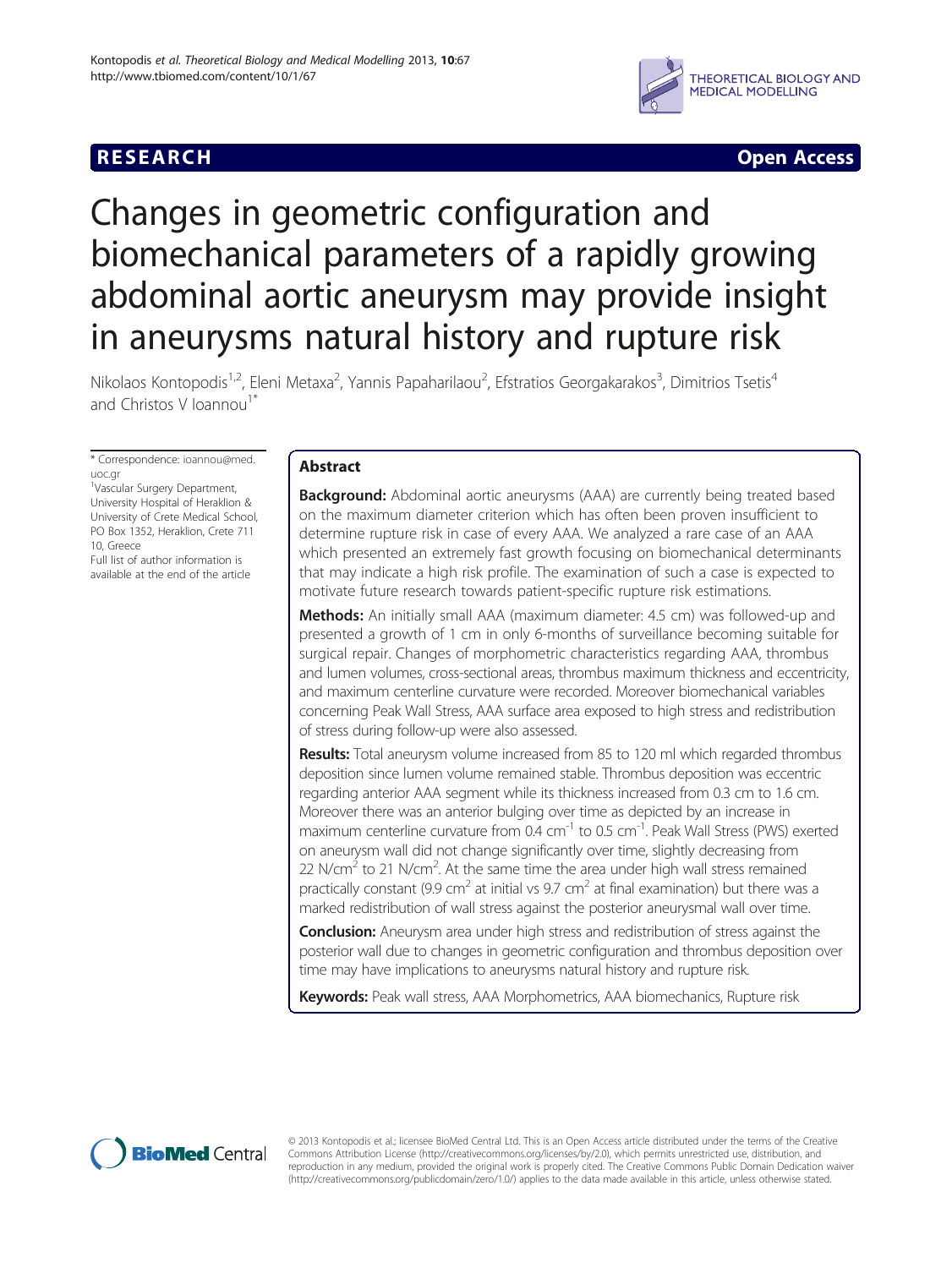**RESEARCH** **Open Access**

# Changes in geometric configuration and biomechanical parameters of a rapidly growing abdominal aortic aneurysm may provide insight in aneurysms natural history and rupture risk

Nikolaos Kontopodis[1,2], Eleni Metaxa[2], Yannis Papaharilaou[2], Efstratios Georgakarakos[3], Dimitrios Tsetis[4] and Christos V Ioannou[1*]

\* Correspondence: ioannou@med.uoc.gr

[1]Vascular Surgery Department, University Hospital of Heraklion & University of Crete Medical School, PO Box 1352, Heraklion, Crete 711 10, Greece

Full list of author information is available at the end of the article

## Abstract

**Background:** Abdominal aortic aneurysms (AAA) are currently being treated based on the maximum diameter criterion which has often been proven insufficient to determine rupture risk in case of every AAA. We analyzed a rare case of an AAA which presented an extremely fast growth focusing on biomechanical determinants that may indicate a high risk profile. The examination of such a case is expected to motivate future research towards patient-specific rupture risk estimations.

**Methods:** An initially small AAA (maximum diameter: 4.5 cm) was followed-up and presented a growth of 1 cm in only 6-months of surveillance becoming suitable for surgical repair. Changes of morphometric characteristics regarding AAA, thrombus and lumen volumes, cross-sectional areas, thrombus maximum thickness and eccentricity, and maximum centerline curvature were recorded. Moreover biomechanical variables concerning Peak Wall Stress, AAA surface area exposed to high stress and redistribution of stress during follow-up were also assessed.

**Results:** Total aneurysm volume increased from 85 to 120 ml which regarded thrombus deposition since lumen volume remained stable. Thrombus deposition was eccentric regarding anterior AAA segment while its thickness increased from 0.3 cm to 1.6 cm. Moreover there was an anterior bulging over time as depicted by an increase in maximum centerline curvature from 0.4 $cm^{-1}$ to 0.5 $cm^{-1}$. Peak Wall Stress (PWS) exerted on aneurysm wall did not change significantly over time, slightly decreasing from 22 $N/cm^2$ to 21 $N/cm^2$. At the same time the area under high wall stress remained practically constant (9.9 $cm^2$ at initial vs 9.7 $cm^2$ at final examination) but there was a marked redistribution of wall stress against the posterior aneurysmal wall over time.

**Conclusion:** Aneurysm area under high stress and redistribution of stress against the posterior wall due to changes in geometric configuration and thrombus deposition over time may have implications to aneurysms natural history and rupture risk.

**Keywords:** Peak wall stress, AAA Morphometrics, AAA biomechanics, Rupture risk

© 2013 Kontopodis et al.; licensee BioMed Central Ltd. This is an Open Access article distributed under the terms of the Creative Commons Attribution License (http://creativecommons.org/licenses/by/2.0), which permits unrestricted use, distribution, and reproduction in any medium, provided the original work is properly cited. The Creative Commons Public Domain Dedication waiver (http://creativecommons.org/publicdomain/zero/1.0/) applies to the data made available in this article, unless otherwise stated.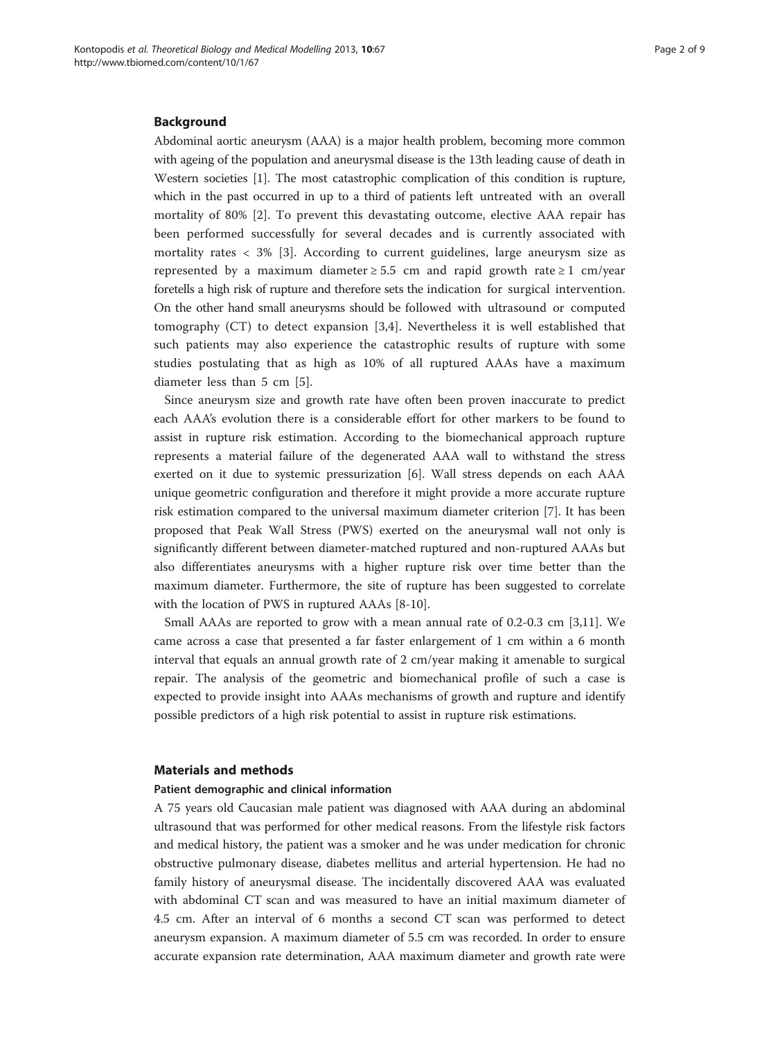## Background

Abdominal aortic aneurysm (AAA) is a major health problem, becoming more common with ageing of the population and aneurysmal disease is the 13th leading cause of death in Western societies [1]. The most catastrophic complication of this condition is rupture, which in the past occurred in up to a third of patients left untreated with an overall mortality of 80% [2]. To prevent this devastating outcome, elective AAA repair has been performed successfully for several decades and is currently associated with mortality rates < 3% [3]. According to current guidelines, large aneurysm size as represented by a maximum diameter ≥ 5.5 cm and rapid growth rate ≥ 1 cm/year foretells a high risk of rupture and therefore sets the indication for surgical intervention. On the other hand small aneurysms should be followed with ultrasound or computed tomography (CT) to detect expansion [3,4]. Nevertheless it is well established that such patients may also experience the catastrophic results of rupture with some studies postulating that as high as 10% of all ruptured AAAs have a maximum diameter less than 5 cm [5].

Since aneurysm size and growth rate have often been proven inaccurate to predict each AAA's evolution there is a considerable effort for other markers to be found to assist in rupture risk estimation. According to the biomechanical approach rupture represents a material failure of the degenerated AAA wall to withstand the stress exerted on it due to systemic pressurization [6]. Wall stress depends on each AAA unique geometric configuration and therefore it might provide a more accurate rupture risk estimation compared to the universal maximum diameter criterion [7]. It has been proposed that Peak Wall Stress (PWS) exerted on the aneurysmal wall not only is significantly different between diameter-matched ruptured and non-ruptured AAAs but also differentiates aneurysms with a higher rupture risk over time better than the maximum diameter. Furthermore, the site of rupture has been suggested to correlate with the location of PWS in ruptured AAAs [8-10].

Small AAAs are reported to grow with a mean annual rate of 0.2-0.3 cm [3,11]. We came across a case that presented a far faster enlargement of 1 cm within a 6 month interval that equals an annual growth rate of 2 cm/year making it amenable to surgical repair. The analysis of the geometric and biomechanical profile of such a case is expected to provide insight into AAAs mechanisms of growth and rupture and identify possible predictors of a high risk potential to assist in rupture risk estimations.

## Materials and methods

### Patient demographic and clinical information

A 75 years old Caucasian male patient was diagnosed with AAA during an abdominal ultrasound that was performed for other medical reasons. From the lifestyle risk factors and medical history, the patient was a smoker and he was under medication for chronic obstructive pulmonary disease, diabetes mellitus and arterial hypertension. He had no family history of aneurysmal disease. The incidentally discovered AAA was evaluated with abdominal CT scan and was measured to have an initial maximum diameter of 4.5 cm. After an interval of 6 months a second CT scan was performed to detect aneurysm expansion. A maximum diameter of 5.5 cm was recorded. In order to ensure accurate expansion rate determination, AAA maximum diameter and growth rate were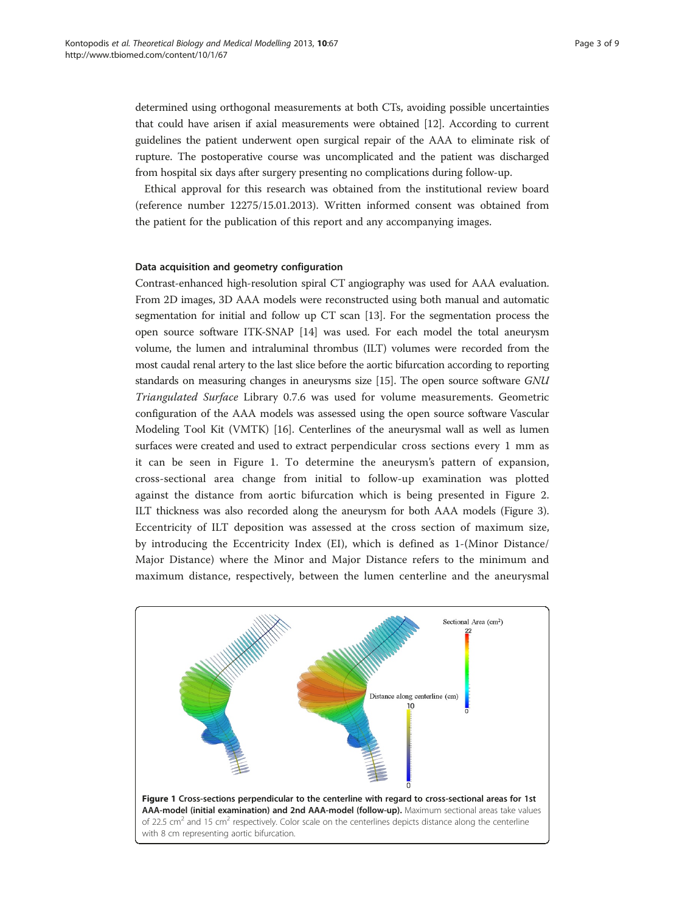determined using orthogonal measurements at both CTs, avoiding possible uncertainties that could have arisen if axial measurements were obtained [12]. According to current guidelines the patient underwent open surgical repair of the AAA to eliminate risk of rupture. The postoperative course was uncomplicated and the patient was discharged from hospital six days after surgery presenting no complications during follow-up.

Ethical approval for this research was obtained from the institutional review board (reference number 12275/15.01.2013). Written informed consent was obtained from the patient for the publication of this report and any accompanying images.

#### Data acquisition and geometry configuration

Contrast-enhanced high-resolution spiral CT angiography was used for AAA evaluation. From 2D images, 3D AAA models were reconstructed using both manual and automatic segmentation for initial and follow up CT scan [13]. For the segmentation process the open source software ITK-SNAP [14] was used. For each model the total aneurysm volume, the lumen and intraluminal thrombus (ILT) volumes were recorded from the most caudal renal artery to the last slice before the aortic bifurcation according to reporting standards on measuring changes in aneurysms size [15]. The open source software *GNU Triangulated Surface* Library 0.7.6 was used for volume measurements. Geometric configuration of the AAA models was assessed using the open source software Vascular Modeling Tool Kit (VMTK) [16]. Centerlines of the aneurysmal wall as well as lumen surfaces were created and used to extract perpendicular cross sections every 1 mm as it can be seen in Figure 1. To determine the aneurysm's pattern of expansion, cross-sectional area change from initial to follow-up examination was plotted against the distance from aortic bifurcation which is being presented in Figure 2. ILT thickness was also recorded along the aneurysm for both AAA models (Figure 3). Eccentricity of ILT deposition was assessed at the cross section of maximum size, by introducing the Eccentricity Index (EI), which is defined as 1-(Minor Distance/ Major Distance) where the Minor and Major Distance refers to the minimum and maximum distance, respectively, between the lumen centerline and the aneurysmal

**Figure 1 Cross-sections perpendicular to the centerline with regard to cross-sectional areas for 1st AAA-model (initial examination) and 2nd AAA-model (follow-up).** Maximum sectional areas take values of 22.5 cm$^2$ and 15 cm$^2$ respectively. Color scale on the centerlines depicts distance along the centerline with 8 cm representing aortic bifurcation.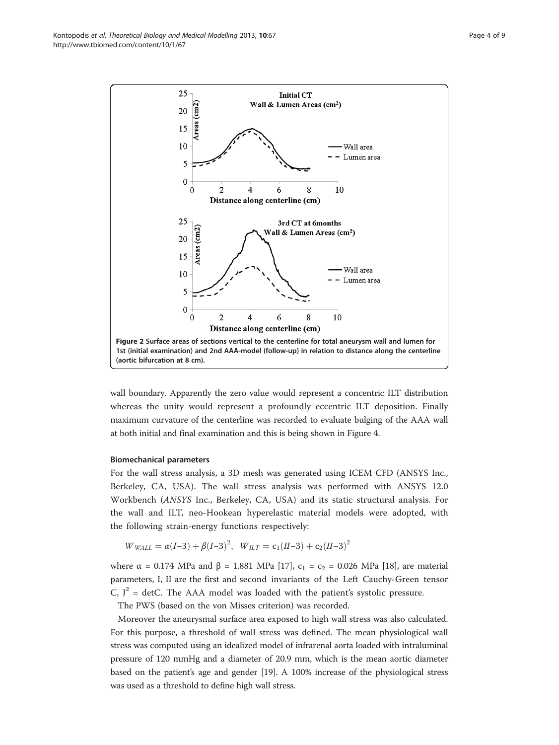Figure 2 Surface areas of sections vertical to the centerline for total aneurysm wall and lumen for 1st (initial examination) and 2nd AAA-model (follow-up) in relation to distance along the centerline (aortic bifurcation at 8 cm).

wall boundary. Apparently the zero value would represent a concentric ILT distribution whereas the unity would represent a profoundly eccentric ILT deposition. Finally maximum curvature of the centerline was recorded to evaluate bulging of the AAA wall at both initial and final examination and this is being shown in Figure 4.

### Biomechanical parameters

For the wall stress analysis, a 3D mesh was generated using ICEM CFD (ANSYS Inc., Berkeley, CA, USA). The wall stress analysis was performed with ANSYS 12.0 Workbench (*ANSYS* Inc., Berkeley, CA, USA) and its static structural analysis. For the wall and ILT, neo-Hookean hyperelastic material models were adopted, with the following strain-energy functions respectively:

$$W_{WALL} = \alpha(I-3) + \beta(I-3)^2, \quad W_{ILT} = c_1(II-3) + c_2(II-3)^2$$

where α = 0.174 MPa and β = 1.881 MPa [17], $c_1 = c_2 = 0.026$ MPa [18], are material parameters, I, II are the first and second invariants of the Left Cauchy-Green tensor C, $J^2 = \det C$. The AAA model was loaded with the patient's systolic pressure.

The PWS (based on the von Misses criterion) was recorded.

Moreover the aneurysmal surface area exposed to high wall stress was also calculated. For this purpose, a threshold of wall stress was defined. The mean physiological wall stress was computed using an idealized model of infrarenal aorta loaded with intraluminal pressure of 120 mmHg and a diameter of 20.9 mm, which is the mean aortic diameter based on the patient's age and gender [19]. A 100% increase of the physiological stress was used as a threshold to define high wall stress.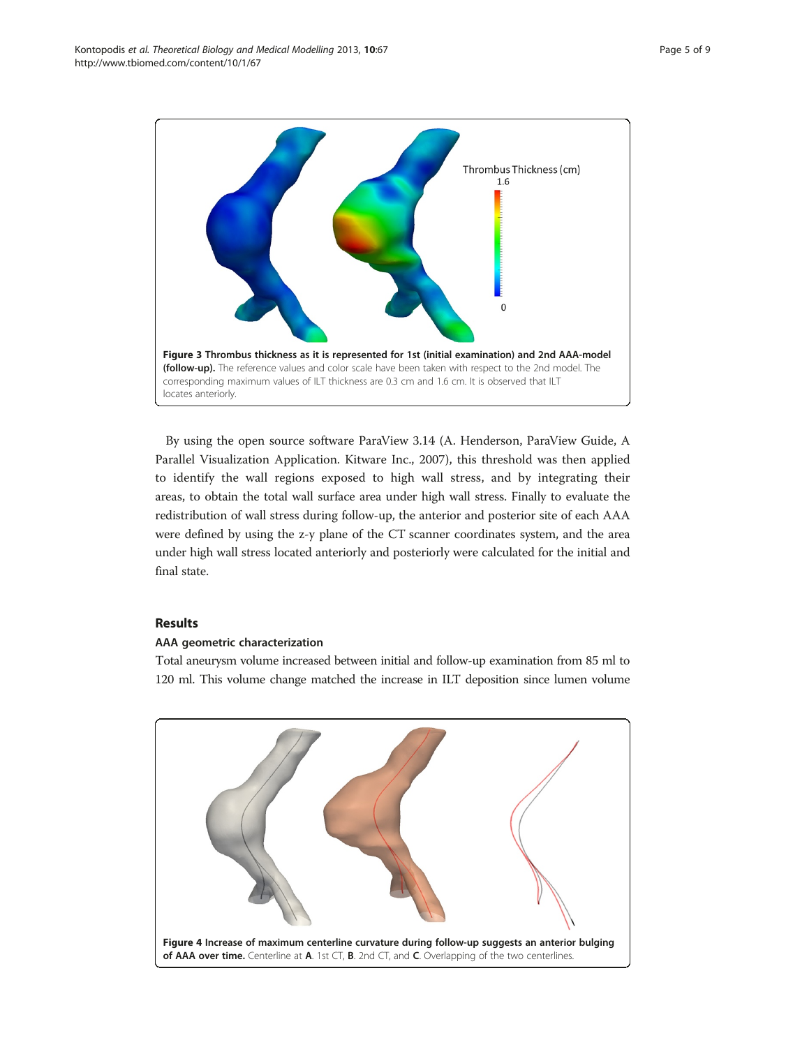**Figure 3 Thrombus thickness as it is represented for 1st (initial examination) and 2nd AAA-model (follow-up).** The reference values and color scale have been taken with respect to the 2nd model. The corresponding maximum values of ILT thickness are 0.3 cm and 1.6 cm. It is observed that ILT locates anteriorly.

By using the open source software ParaView 3.14 (A. Henderson, ParaView Guide, A Parallel Visualization Application. Kitware Inc., 2007), this threshold was then applied to identify the wall regions exposed to high wall stress, and by integrating their areas, to obtain the total wall surface area under high wall stress. Finally to evaluate the redistribution of wall stress during follow-up, the anterior and posterior site of each AAA were defined by using the z-y plane of the CT scanner coordinates system, and the area under high wall stress located anteriorly and posteriorly were calculated for the initial and final state.

## Results

### AAA geometric characterization

Total aneurysm volume increased between initial and follow-up examination from 85 ml to 120 ml. This volume change matched the increase in ILT deposition since lumen volume

**Figure 4 Increase of maximum centerline curvature during follow-up suggests an anterior bulging of AAA over time.** Centerline at **A**. 1st CT, **B**. 2nd CT, and **C**. Overlapping of the two centerlines.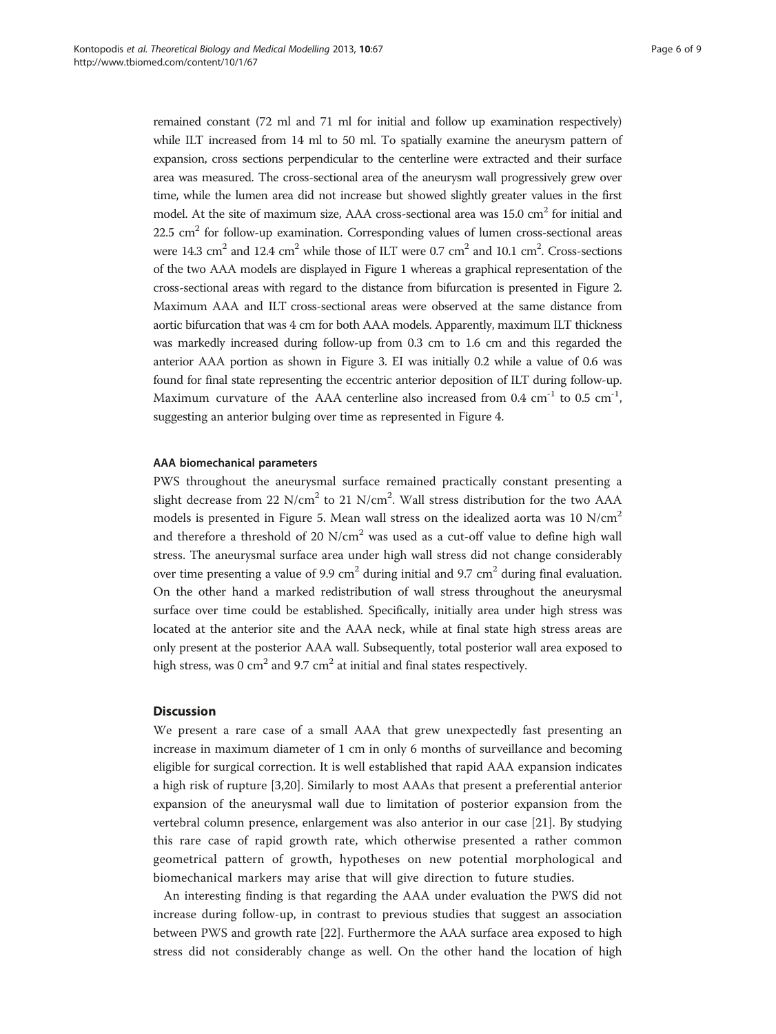remained constant (72 ml and 71 ml for initial and follow up examination respectively) while ILT increased from 14 ml to 50 ml. To spatially examine the aneurysm pattern of expansion, cross sections perpendicular to the centerline were extracted and their surface area was measured. The cross-sectional area of the aneurysm wall progressively grew over time, while the lumen area did not increase but showed slightly greater values in the first model. At the site of maximum size, AAA cross-sectional area was 15.0 $cm^2$ for initial and 22.5 $cm^2$ for follow-up examination. Corresponding values of lumen cross-sectional areas were 14.3 $cm^2$ and 12.4 $cm^2$ while those of ILT were 0.7 $cm^2$ and 10.1 $cm^2$. Cross-sections of the two AAA models are displayed in Figure 1 whereas a graphical representation of the cross-sectional areas with regard to the distance from bifurcation is presented in Figure 2. Maximum AAA and ILT cross-sectional areas were observed at the same distance from aortic bifurcation that was 4 cm for both AAA models. Apparently, maximum ILT thickness was markedly increased during follow-up from 0.3 cm to 1.6 cm and this regarded the anterior AAA portion as shown in Figure 3. EI was initially 0.2 while a value of 0.6 was found for final state representing the eccentric anterior deposition of ILT during follow-up. Maximum curvature of the AAA centerline also increased from 0.4 $cm^{-1}$ to 0.5 $cm^{-1}$, suggesting an anterior bulging over time as represented in Figure 4.

#### AAA biomechanical parameters

PWS throughout the aneurysmal surface remained practically constant presenting a slight decrease from 22 $N/cm^2$ to 21 $N/cm^2$. Wall stress distribution for the two AAA models is presented in Figure 5. Mean wall stress on the idealized aorta was 10 $N/cm^2$ and therefore a threshold of 20 $N/cm^2$ was used as a cut-off value to define high wall stress. The aneurysmal surface area under high wall stress did not change considerably over time presenting a value of 9.9 $cm^2$ during initial and 9.7 $cm^2$ during final evaluation. On the other hand a marked redistribution of wall stress throughout the aneurysmal surface over time could be established. Specifically, initially area under high stress was located at the anterior site and the AAA neck, while at final state high stress areas are only present at the posterior AAA wall. Subsequently, total posterior wall area exposed to high stress, was 0 $cm^2$ and 9.7 $cm^2$ at initial and final states respectively.

## Discussion

We present a rare case of a small AAA that grew unexpectedly fast presenting an increase in maximum diameter of 1 cm in only 6 months of surveillance and becoming eligible for surgical correction. It is well established that rapid AAA expansion indicates a high risk of rupture [3,20]. Similarly to most AAAs that present a preferential anterior expansion of the aneurysmal wall due to limitation of posterior expansion from the vertebral column presence, enlargement was also anterior in our case [21]. By studying this rare case of rapid growth rate, which otherwise presented a rather common geometrical pattern of growth, hypotheses on new potential morphological and biomechanical markers may arise that will give direction to future studies.

An interesting finding is that regarding the AAA under evaluation the PWS did not increase during follow-up, in contrast to previous studies that suggest an association between PWS and growth rate [22]. Furthermore the AAA surface area exposed to high stress did not considerably change as well. On the other hand the location of high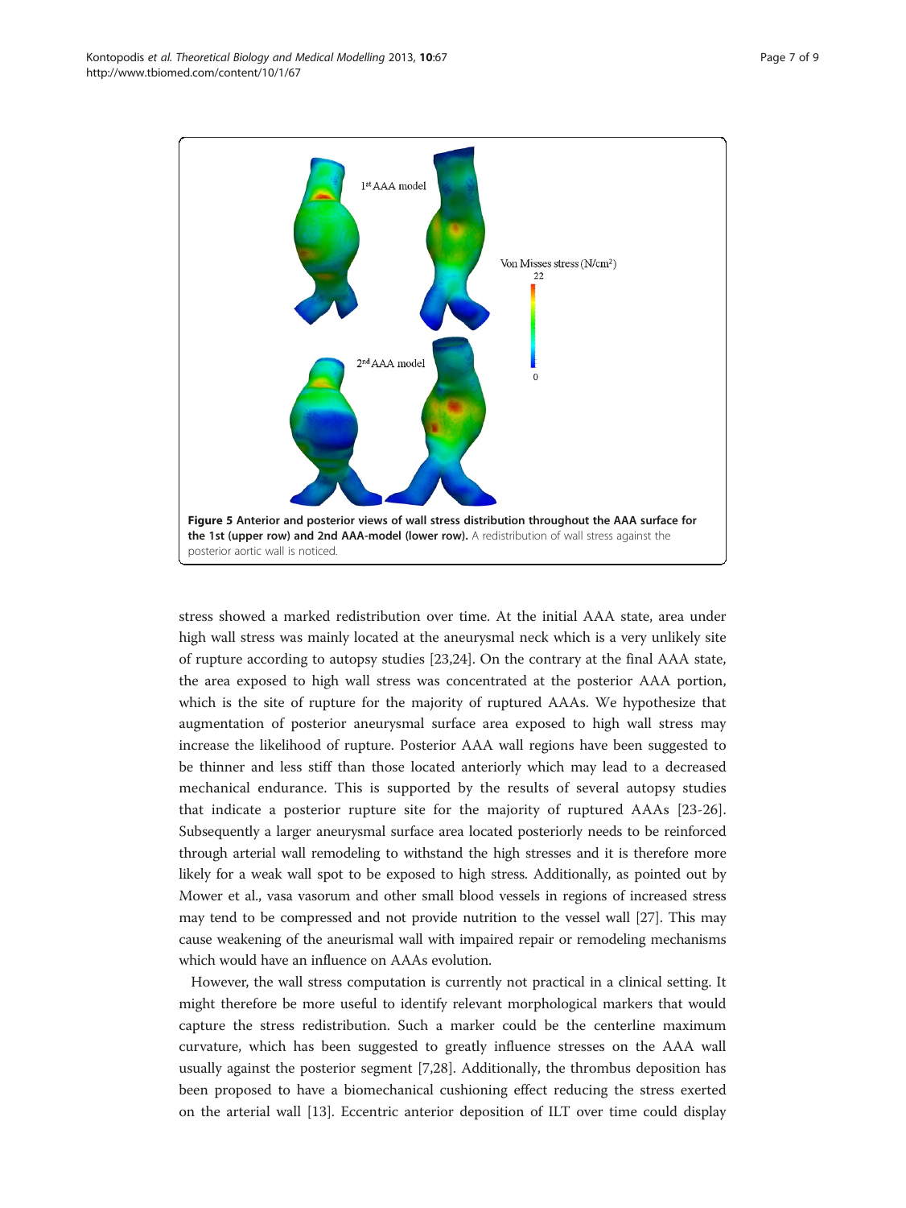**Figure 5 Anterior and posterior views of wall stress distribution throughout the AAA surface for the 1st (upper row) and 2nd AAA-model (lower row).** A redistribution of wall stress against the posterior aortic wall is noticed.

stress showed a marked redistribution over time. At the initial AAA state, area under high wall stress was mainly located at the aneurysmal neck which is a very unlikely site of rupture according to autopsy studies [23,24]. On the contrary at the final AAA state, the area exposed to high wall stress was concentrated at the posterior AAA portion, which is the site of rupture for the majority of ruptured AAAs. We hypothesize that augmentation of posterior aneurysmal surface area exposed to high wall stress may increase the likelihood of rupture. Posterior AAA wall regions have been suggested to be thinner and less stiff than those located anteriorly which may lead to a decreased mechanical endurance. This is supported by the results of several autopsy studies that indicate a posterior rupture site for the majority of ruptured AAAs [23-26]. Subsequently a larger aneurysmal surface area located posteriorly needs to be reinforced through arterial wall remodeling to withstand the high stresses and it is therefore more likely for a weak wall spot to be exposed to high stress. Additionally, as pointed out by Mower et al., vasa vasorum and other small blood vessels in regions of increased stress may tend to be compressed and not provide nutrition to the vessel wall [27]. This may cause weakening of the aneurismal wall with impaired repair or remodeling mechanisms which would have an influence on AAAs evolution.

However, the wall stress computation is currently not practical in a clinical setting. It might therefore be more useful to identify relevant morphological markers that would capture the stress redistribution. Such a marker could be the centerline maximum curvature, which has been suggested to greatly influence stresses on the AAA wall usually against the posterior segment [7,28]. Additionally, the thrombus deposition has been proposed to have a biomechanical cushioning effect reducing the stress exerted on the arterial wall [13]. Eccentric anterior deposition of ILT over time could display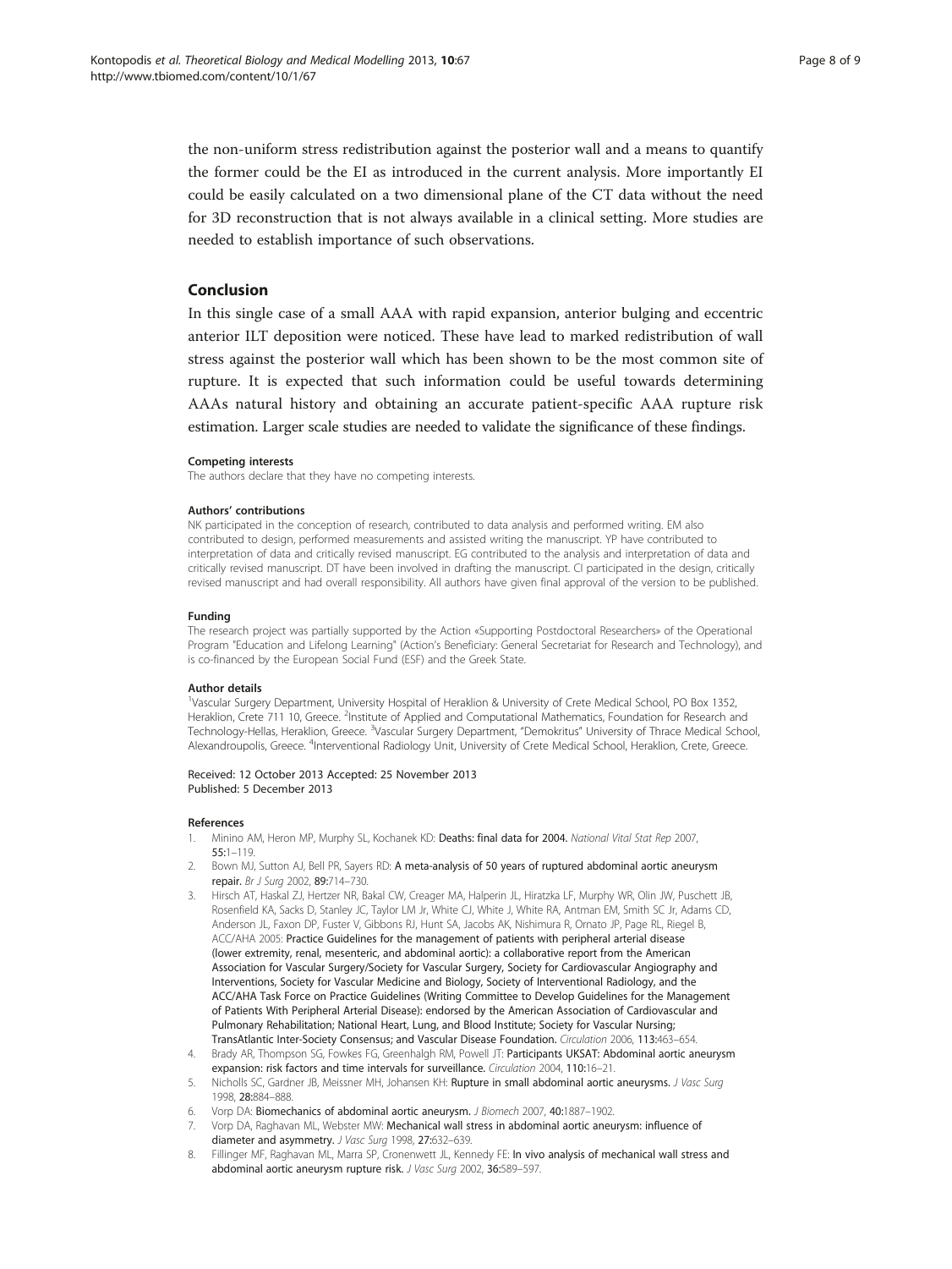the non-uniform stress redistribution against the posterior wall and a means to quantify the former could be the EI as introduced in the current analysis. More importantly EI could be easily calculated on a two dimensional plane of the CT data without the need for 3D reconstruction that is not always available in a clinical setting. More studies are needed to establish importance of such observations.

## Conclusion

In this single case of a small AAA with rapid expansion, anterior bulging and eccentric anterior ILT deposition were noticed. These have lead to marked redistribution of wall stress against the posterior wall which has been shown to be the most common site of rupture. It is expected that such information could be useful towards determining AAAs natural history and obtaining an accurate patient-specific AAA rupture risk estimation. Larger scale studies are needed to validate the significance of these findings.

#### Competing interests

The authors declare that they have no competing interests.

#### Authors' contributions

NK participated in the conception of research, contributed to data analysis and performed writing. EM also contributed to design, performed measurements and assisted writing the manuscript. YP have contributed to interpretation of data and critically revised manuscript. EG contributed to the analysis and interpretation of data and critically revised manuscript. DT have been involved in drafting the manuscript. CI participated in the design, critically revised manuscript and had overall responsibility. All authors have given final approval of the version to be published.

#### Funding

The research project was partially supported by the Action «Supporting Postdoctoral Researchers» of the Operational Program "Education and Lifelong Learning" (Action's Beneficiary: General Secretariat for Research and Technology), and is co-financed by the European Social Fund (ESF) and the Greek State.

#### Author details

[1]Vascular Surgery Department, University Hospital of Heraklion & University of Crete Medical School, PO Box 1352, Heraklion, Crete 711 10, Greece. [2]Institute of Applied and Computational Mathematics, Foundation for Research and Technology-Hellas, Heraklion, Greece. [3]Vascular Surgery Department, "Demokritus" University of Thrace Medical School, Alexandroupolis, Greece. [4]Interventional Radiology Unit, University of Crete Medical School, Heraklion, Crete, Greece.

Received: 12 October 2013 Accepted: 25 November 2013
Published: 5 December 2013

#### References

1. Minino AM, Heron MP, Murphy SL, Kochanek KD: **Deaths: final data for 2004.** *National Vital Stat Rep* 2007, **55:**1–119.
2. Bown MJ, Sutton AJ, Bell PR, Sayers RD: **A meta-analysis of 50 years of ruptured abdominal aortic aneurysm repair.** *Br J Surg* 2002, **89:**714–730.
3. Hirsch AT, Haskal ZJ, Hertzer NR, Bakal CW, Creager MA, Halperin JL, Hiratzka LF, Murphy WR, Olin JW, Puschett JB, Rosenfield KA, Sacks D, Stanley JC, Taylor LM Jr, White CJ, White J, White RA, Antman EM, Smith SC Jr, Adams CD, Anderson JL, Faxon DP, Fuster V, Gibbons RJ, Hunt SA, Jacobs AK, Nishimura R, Ornato JP, Page RL, Riegel B, ACC/AHA 2005: **Practice Guidelines for the management of patients with peripheral arterial disease (lower extremity, renal, mesenteric, and abdominal aortic): a collaborative report from the American Association for Vascular Surgery/Society for Vascular Surgery, Society for Cardiovascular Angiography and Interventions, Society for Vascular Medicine and Biology, Society of Interventional Radiology, and the ACC/AHA Task Force on Practice Guidelines (Writing Committee to Develop Guidelines for the Management of Patients With Peripheral Arterial Disease): endorsed by the American Association of Cardiovascular and Pulmonary Rehabilitation; National Heart, Lung, and Blood Institute; Society for Vascular Nursing; TransAtlantic Inter-Society Consensus; and Vascular Disease Foundation.** *Circulation* 2006, **113:**463–654.
4. Brady AR, Thompson SG, Fowkes FG, Greenhalgh RM, Powell JT: **Participants UKSAT: Abdominal aortic aneurysm expansion: risk factors and time intervals for surveillance.** *Circulation* 2004, **110:**16–21.
5. Nicholls SC, Gardner JB, Meissner MH, Johansen KH: **Rupture in small abdominal aortic aneurysms.** *J Vasc Surg* 1998, **28:**884–888.
6. Vorp DA: **Biomechanics of abdominal aortic aneurysm.** *J Biomech* 2007, **40:**1887–1902.
7. Vorp DA, Raghavan ML, Webster MW: **Mechanical wall stress in abdominal aortic aneurysm: influence of diameter and asymmetry.** *J Vasc Surg* 1998, **27:**632–639.
8. Fillinger MF, Raghavan ML, Marra SP, Cronenwett JL, Kennedy FE: **In vivo analysis of mechanical wall stress and abdominal aortic aneurysm rupture risk.** *J Vasc Surg* 2002, **36:**589–597.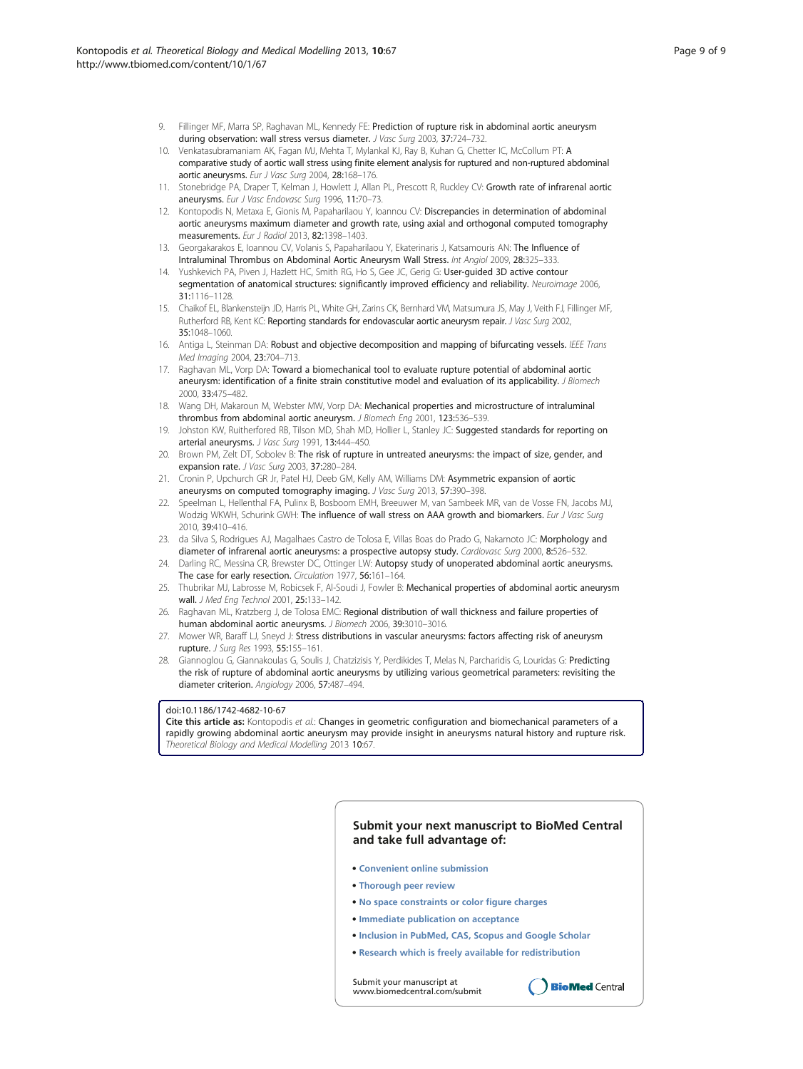9. Fillinger MF, Marra SP, Raghavan ML, Kennedy FE: **Prediction of rupture risk in abdominal aortic aneurysm during observation: wall stress versus diameter.** *J Vasc Surg* 2003, **37:**724–732.
10. Venkatasubramaniam AK, Fagan MJ, Mehta T, Mylankal KJ, Ray B, Kuhan G, Chetter IC, McCollum PT: **A comparative study of aortic wall stress using finite element analysis for ruptured and non-ruptured abdominal aortic aneurysms.** *Eur J Vasc Surg* 2004, **28:**168–176.
11. Stonebridge PA, Draper T, Kelman J, Howlett J, Allan PL, Prescott R, Ruckley CV: **Growth rate of infrarenal aortic aneurysms.** *Eur J Vasc Endovasc Surg* 1996, **11:**70–73.
12. Kontopodis N, Metaxa E, Gionis M, Papaharilaou Y, Ioannou CV: **Discrepancies in determination of abdominal aortic aneurysms maximum diameter and growth rate, using axial and orthogonal computed tomography measurements.** *Eur J Radiol* 2013, **82:**1398–1403.
13. Georgakarakos E, Ioannou CV, Volanis S, Papaharilaou Y, Ekaterinaris J, Katsamouris AN: **The Influence of Intraluminal Thrombus on Abdominal Aortic Aneurysm Wall Stress.** *Int Angiol* 2009, **28:**325–333.
14. Yushkevich PA, Piven J, Hazlett HC, Smith RG, Ho S, Gee JC, Gerig G: **User-guided 3D active contour segmentation of anatomical structures: significantly improved efficiency and reliability.** *Neuroimage* 2006, **31:**1116–1128.
15. Chaikof EL, Blankensteijn JD, Harris PL, White GH, Zarins CK, Bernhard VM, Matsumura JS, May J, Veith FJ, Fillinger MF, Rutherford RB, Kent KC: **Reporting standards for endovascular aortic aneurysm repair.** *J Vasc Surg* 2002, **35:**1048–1060.
16. Antiga L, Steinman DA: **Robust and objective decomposition and mapping of bifurcating vessels.** *IEEE Trans Med Imaging* 2004, **23:**704–713.
17. Raghavan ML, Vorp DA: **Toward a biomechanical tool to evaluate rupture potential of abdominal aortic aneurysm: identification of a finite strain constitutive model and evaluation of its applicability.** *J Biomech* 2000, **33:**475–482.
18. Wang DH, Makaroun M, Webster MW, Vorp DA: **Mechanical properties and microstructure of intraluminal thrombus from abdominal aortic aneurysm.** *J Biomech Eng* 2001, **123:**536–539.
19. Johston KW, Ruitherfored RB, Tilson MD, Shah MD, Hollier L, Stanley JC: **Suggested standards for reporting on arterial aneurysms.** *J Vasc Surg* 1991, **13:**444–450.
20. Brown PM, Zelt DT, Sobolev B: **The risk of rupture in untreated aneurysms: the impact of size, gender, and expansion rate.** *J Vasc Surg* 2003, **37:**280–284.
21. Cronin P, Upchurch GR Jr, Patel HJ, Deeb GM, Kelly AM, Williams DM: **Asymmetric expansion of aortic aneurysms on computed tomography imaging.** *J Vasc Surg* 2013, **57:**390–398.
22. Speelman L, Hellenthal FA, Pulinx B, Bosboom EMH, Breeuwer M, van Sambeek MR, van de Vosse FN, Jacobs MJ, Wodzig WKWH, Schurink GWH: **The influence of wall stress on AAA growth and biomarkers.** *Eur J Vasc Surg* 2010, **39:**410–416.
23. da Silva S, Rodrigues AJ, Magalhaes Castro de Tolosa E, Villas Boas do Prado G, Nakamoto JC: **Morphology and diameter of infrarenal aortic aneurysms: a prospective autopsy study.** *Cardiovasc Surg* 2000, **8:**526–532.
24. Darling RC, Messina CR, Brewster DC, Ottinger LW: **Autopsy study of unoperated abdominal aortic aneurysms. The case for early resection.** *Circulation* 1977, **56:**161–164.
25. Thubrikar MJ, Labrosse M, Robicsek F, Al-Soudi J, Fowler B: **Mechanical properties of abdominal aortic aneurysm wall.** *J Med Eng Technol* 2001, **25:**133–142.
26. Raghavan ML, Kratzberg J, de Tolosa EMC: **Regional distribution of wall thickness and failure properties of human abdominal aortic aneurysms.** *J Biomech* 2006, **39:**3010–3016.
27. Mower WR, Baraff LJ, Sneyd J: **Stress distributions in vascular aneurysms: factors affecting risk of aneurysm rupture.** *J Surg Res* 1993, **55:**155–161.
28. Giannoglou G, Giannakoulas G, Soulis J, Chatzizisis Y, Perdikides T, Melas N, Parcharidis G, Louridas G: **Predicting the risk of rupture of abdominal aortic aneurysms by utilizing various geometrical parameters: revisiting the diameter criterion.** *Angiology* 2006, **57:**487–494.

doi:10.1186/1742-4682-10-67

**Cite this article as:** Kontopodis *et al.*: Changes in geometric configuration and biomechanical parameters of a rapidly growing abdominal aortic aneurysm may provide insight in aneurysms natural history and rupture risk. *Theoretical Biology and Medical Modelling* 2013 **10**:67.

**Submit your next manuscript to BioMed Central and take full advantage of:**

- **Convenient online submission**
- **Thorough peer review**
- **No space constraints or color figure charges**
- **Immediate publication on acceptance**
- **Inclusion in PubMed, CAS, Scopus and Google Scholar**
- **Research which is freely available for redistribution**

Submit your manuscript at www.biomedcentral.com/submit

BioMed Central